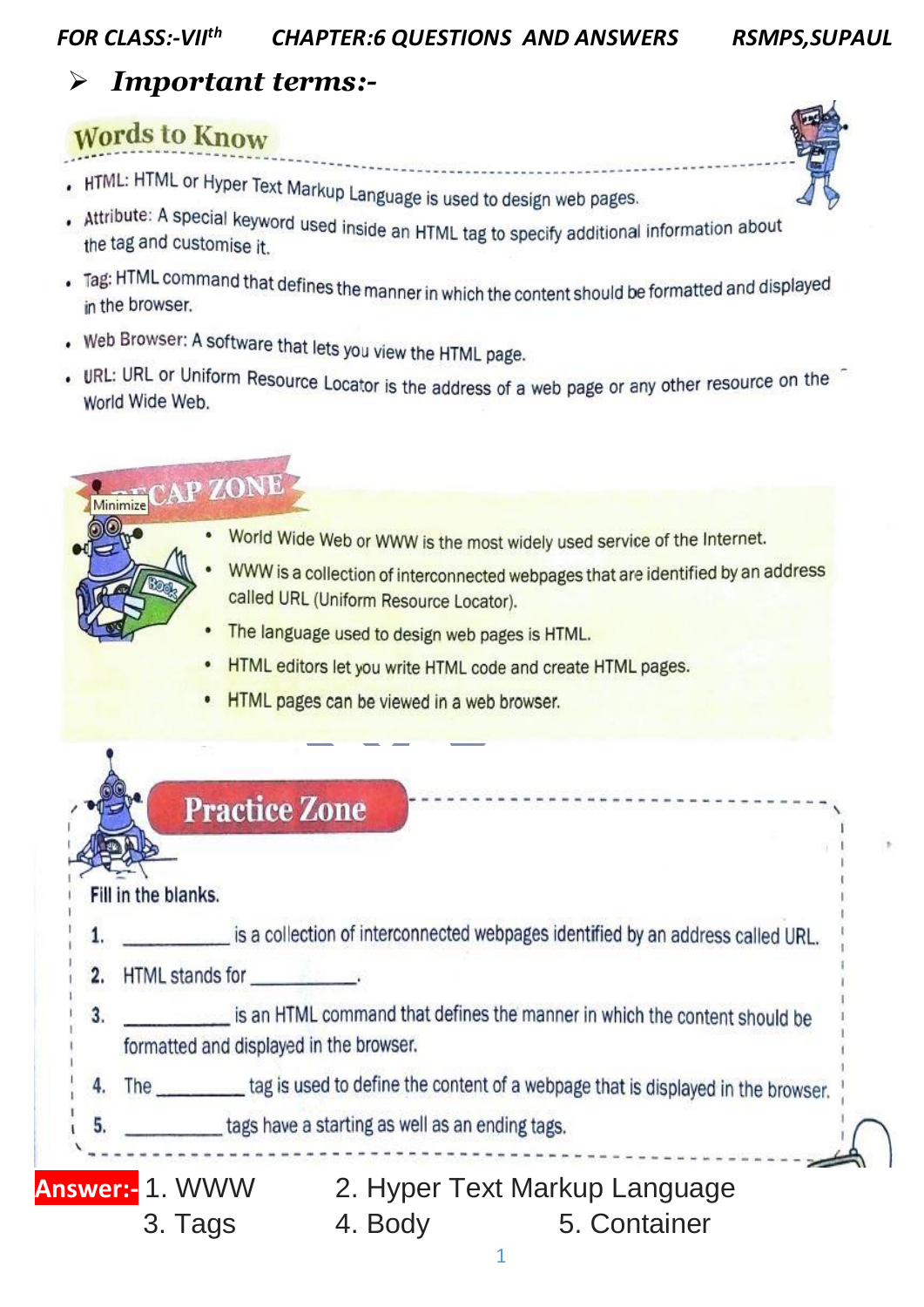## Important terms:-

### Words to Know

- HTML: HTML or Hyper Text Markup Language is used to design web pages.
- Attribute: A special keyword used inside an HTML tag to specify additional information about the tag and customise it.
- Tag: HTML command that defines the manner in which the content should be formatted and displayed in the browser.
- Web Browser: A software that lets you view the HTML page.
- URL: URL or Uniform Resource Locator is the address of a web page or any other resource on the World Wide Web.

### RECAP ZONE

- World Wide Web or WWW is the most widely used service of the Internet.
- WWW is a collection of interconnected webpages that are identified by an address called URL (Uniform Resource Locator).
- The language used to design web pages is HTML.
- HTML editors let you write HTML code and create HTML pages.
- HTML pages can be viewed in a web browser.

### Practice Zone

**Fill in the blanks.**

1. __________ is a collection of interconnected webpages identified by an address called URL.
2. HTML stands for __________.
3. __________ is an HTML command that defines the manner in which the content should be formatted and displayed in the browser.
4. The __________ tag is used to define the content of a webpage that is displayed in the browser.
5. __________ tags have a starting as well as an ending tags.

**Answer:-** 1. WWW  2. Hyper Text Markup Language  3. Tags  4. Body  5. Container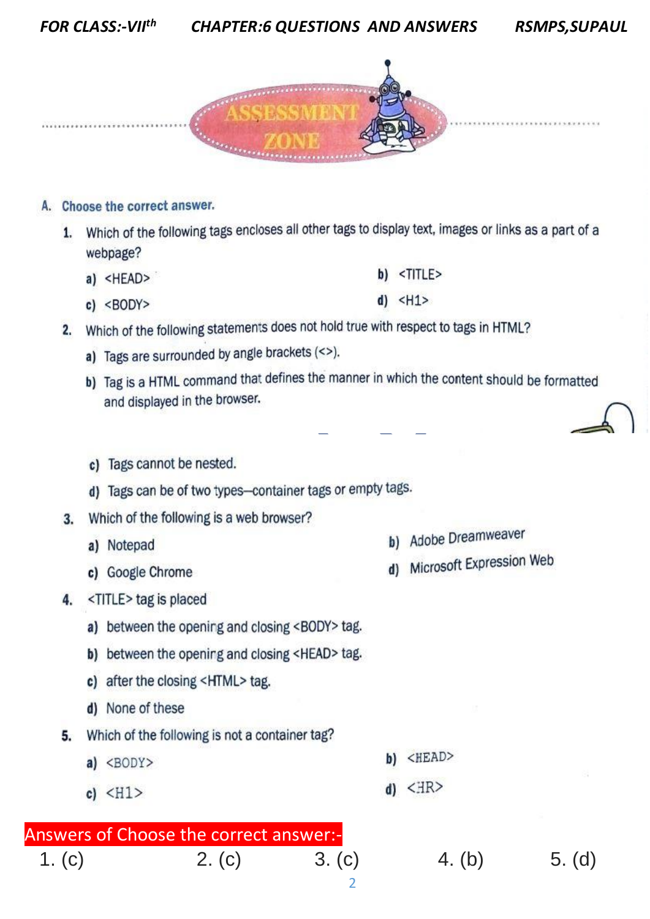## ASSESSMENT ZONE

### A. Choose the correct answer.

1. Which of the following tags encloses all other tags to display text, images or links as a part of a webpage?
   - a) <HEAD>
   - b) <TITLE>
   - c) <BODY>
   - d) <H1>
2. Which of the following statements does not hold true with respect to tags in HTML?
   - a) Tags are surrounded by angle brackets (<>).
   - b) Tag is a HTML command that defines the manner in which the content should be formatted and displayed in the browser.
   - c) Tags cannot be nested.
   - d) Tags can be of two types—container tags or empty tags.
3. Which of the following is a web browser?
   - a) Notepad
   - b) Adobe Dreamweaver
   - c) Google Chrome
   - d) Microsoft Expression Web
4. <TITLE> tag is placed
   - a) between the opening and closing <BODY> tag.
   - b) between the opening and closing <HEAD> tag.
   - c) after the closing <HTML> tag.
   - d) None of these
5. Which of the following is not a container tag?
   - a) <BODY>
   - b) <HEAD>
   - c) <H1>
   - d) <HR>

**Answers of Choose the correct answer:-**

1. (c) 2. (c) 3. (c) 4. (b) 5. (d)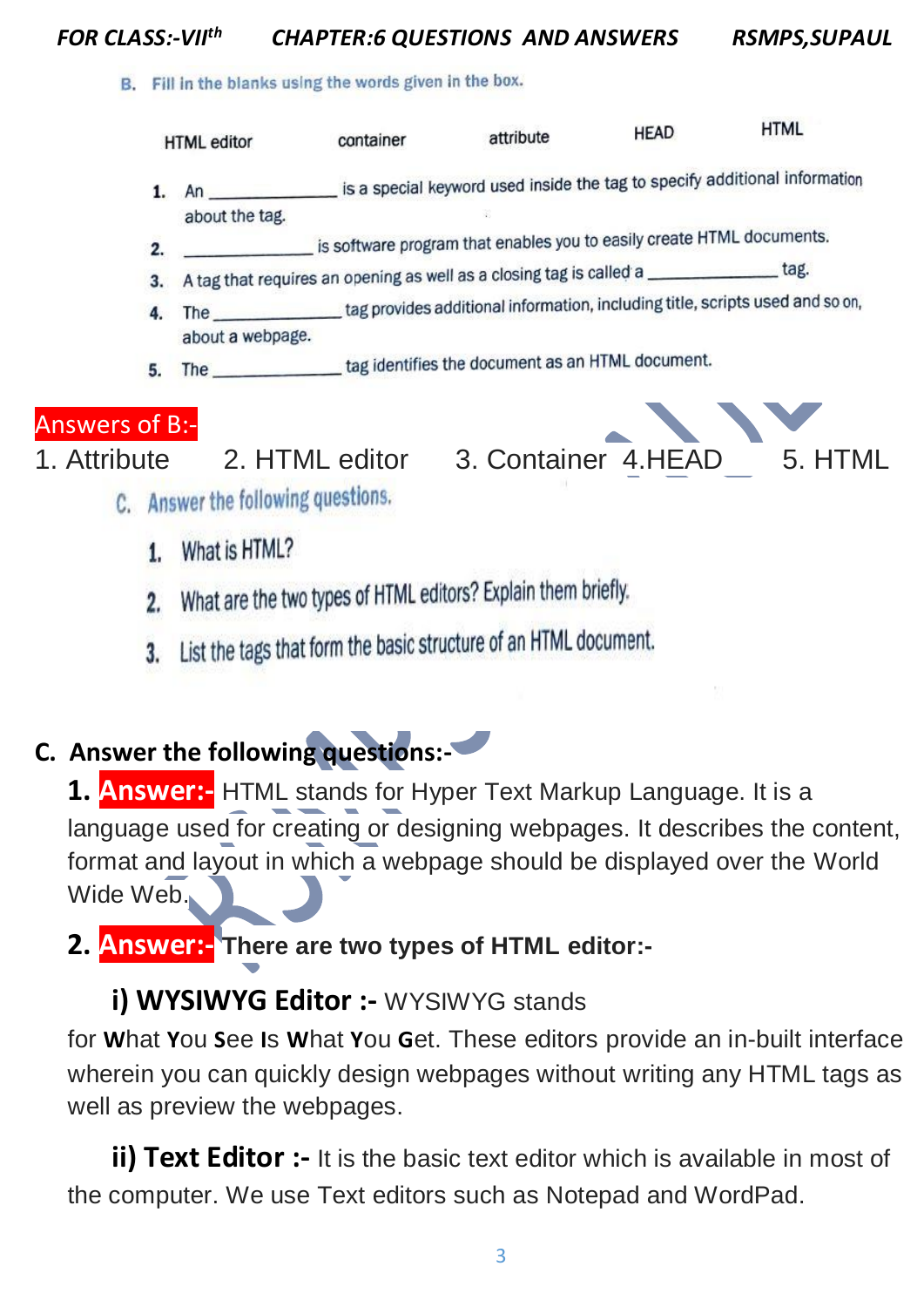B. Fill in the blanks using the words given in the box.

| HTML editor | container | attribute | HEAD | HTML |
|---|---|---|---|---|

1. An _____________ is a special keyword used inside the tag to specify additional information about the tag.
2. _____________ is software program that enables you to easily create HTML documents.
3. A tag that requires an opening as well as a closing tag is called a _____________ tag.
4. The _____________ tag provides additional information, including title, scripts used and so on, about a webpage.
5. The _____________ tag identifies the document as an HTML document.

**Answers of B:-**

1. Attribute 2. HTML editor 3. Container 4. HEAD 5. HTML

C. Answer the following questions.

1. What is HTML?
2. What are the two types of HTML editors? Explain them briefly.
3. List the tags that form the basic structure of an HTML document.

## C. Answer the following questions:-

**1. Answer:-** HTML stands for Hyper Text Markup Language. It is a language used for creating or designing webpages. It describes the content, format and layout in which a webpage should be displayed over the World Wide Web.

**2. Answer:- There are two types of HTML editor:-**

**i) WYSIWYG Editor :-** WYSIWYG stands for **W**hat **Y**ou **S**ee **I**s **W**hat **Y**ou **G**et. These editors provide an in-built interface wherein you can quickly design webpages without writing any HTML tags as well as preview the webpages.

**ii) Text Editor :-** It is the basic text editor which is available in most of the computer. We use Text editors such as Notepad and WordPad.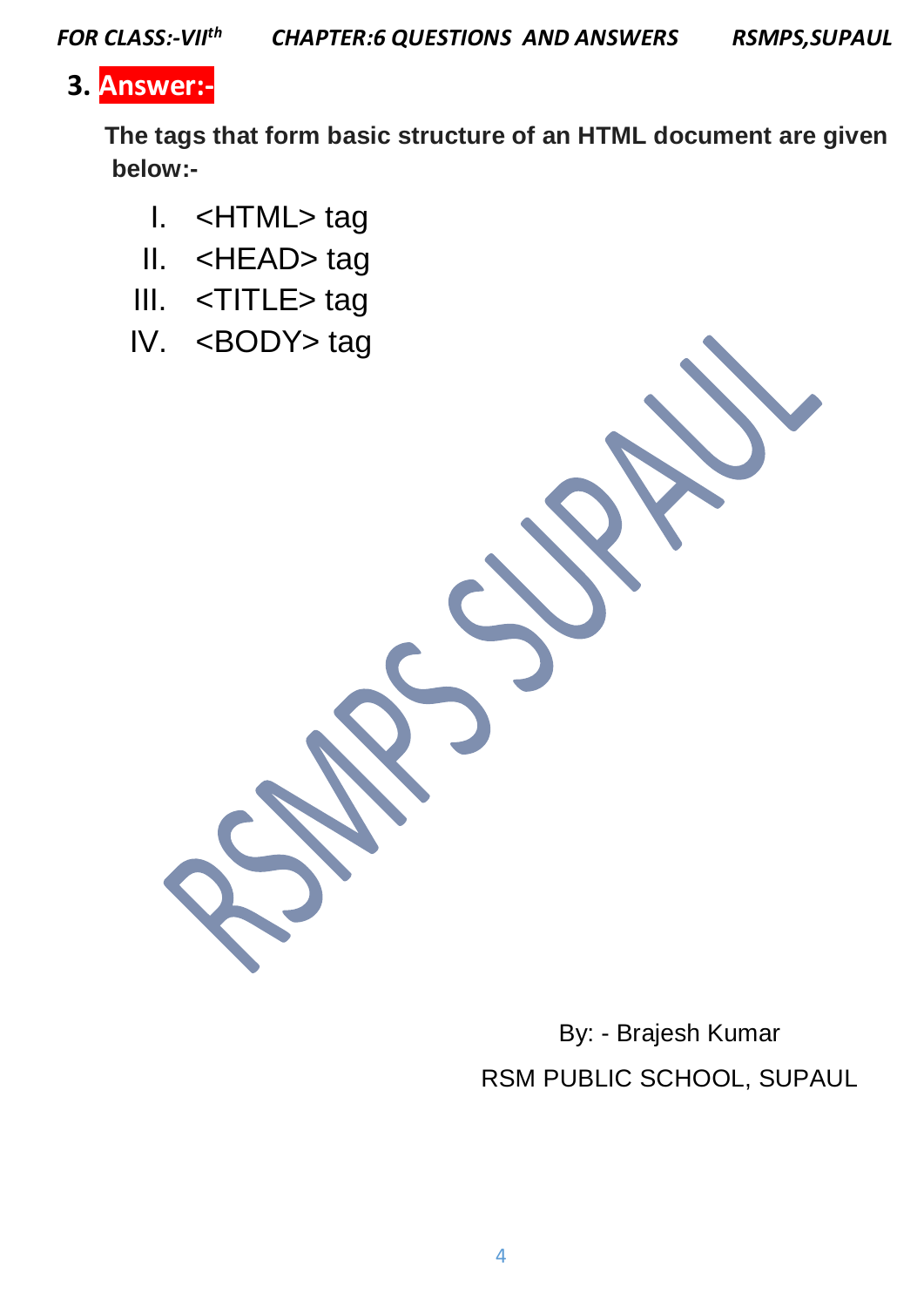**3. Answer:-**

**The tags that form basic structure of an HTML document are given below:-**

I. <HTML> tag
II. <HEAD> tag
III. <TITLE> tag
IV. <BODY> tag

By: - Brajesh Kumar

RSM PUBLIC SCHOOL, SUPAUL